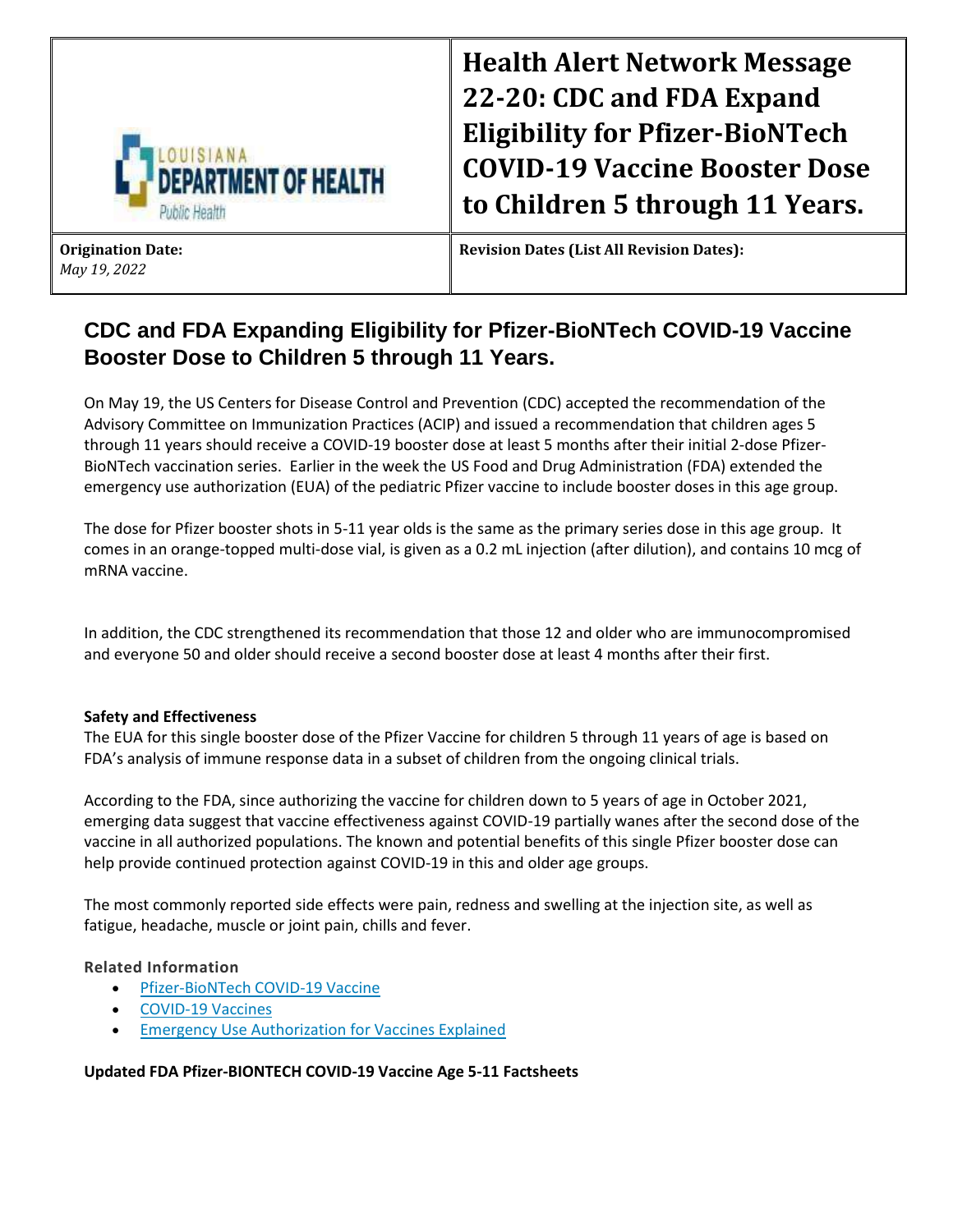| LOUISIANA DEPARTMENT OF HEALTH Public Health | Health Alert Network Message 22-20: CDC and FDA Expand Eligibility for Pfizer-BioNTech COVID-19 Vaccine Booster Dose to Children 5 through 11 Years. |
|---|---|
| **Origination Date:** *May 19, 2022* | **Revision Dates (List All Revision Dates):** |

## CDC and FDA Expanding Eligibility for Pfizer-BioNTech COVID-19 Vaccine Booster Dose to Children 5 through 11 Years.

On May 19, the US Centers for Disease Control and Prevention (CDC) accepted the recommendation of the Advisory Committee on Immunization Practices (ACIP) and issued a recommendation that children ages 5 through 11 years should receive a COVID-19 booster dose at least 5 months after their initial 2-dose Pfizer-BioNTech vaccination series. Earlier in the week the US Food and Drug Administration (FDA) extended the emergency use authorization (EUA) of the pediatric Pfizer vaccine to include booster doses in this age group.

The dose for Pfizer booster shots in 5-11 year olds is the same as the primary series dose in this age group. It comes in an orange-topped multi-dose vial, is given as a 0.2 mL injection (after dilution), and contains 10 mcg of mRNA vaccine.

In addition, the CDC strengthened its recommendation that those 12 and older who are immunocompromised and everyone 50 and older should receive a second booster dose at least 4 months after their first.

**Safety and Effectiveness**

The EUA for this single booster dose of the Pfizer Vaccine for children 5 through 11 years of age is based on FDA's analysis of immune response data in a subset of children from the ongoing clinical trials.

According to the FDA, since authorizing the vaccine for children down to 5 years of age in October 2021, emerging data suggest that vaccine effectiveness against COVID-19 partially wanes after the second dose of the vaccine in all authorized populations. The known and potential benefits of this single Pfizer booster dose can help provide continued protection against COVID-19 in this and older age groups.

The most commonly reported side effects were pain, redness and swelling at the injection site, as well as fatigue, headache, muscle or joint pain, chills and fever.

**Related Information**

- Pfizer-BioNTech COVID-19 Vaccine
- COVID-19 Vaccines
- Emergency Use Authorization for Vaccines Explained

**Updated FDA Pfizer-BIONTECH COVID-19 Vaccine Age 5-11 Factsheets**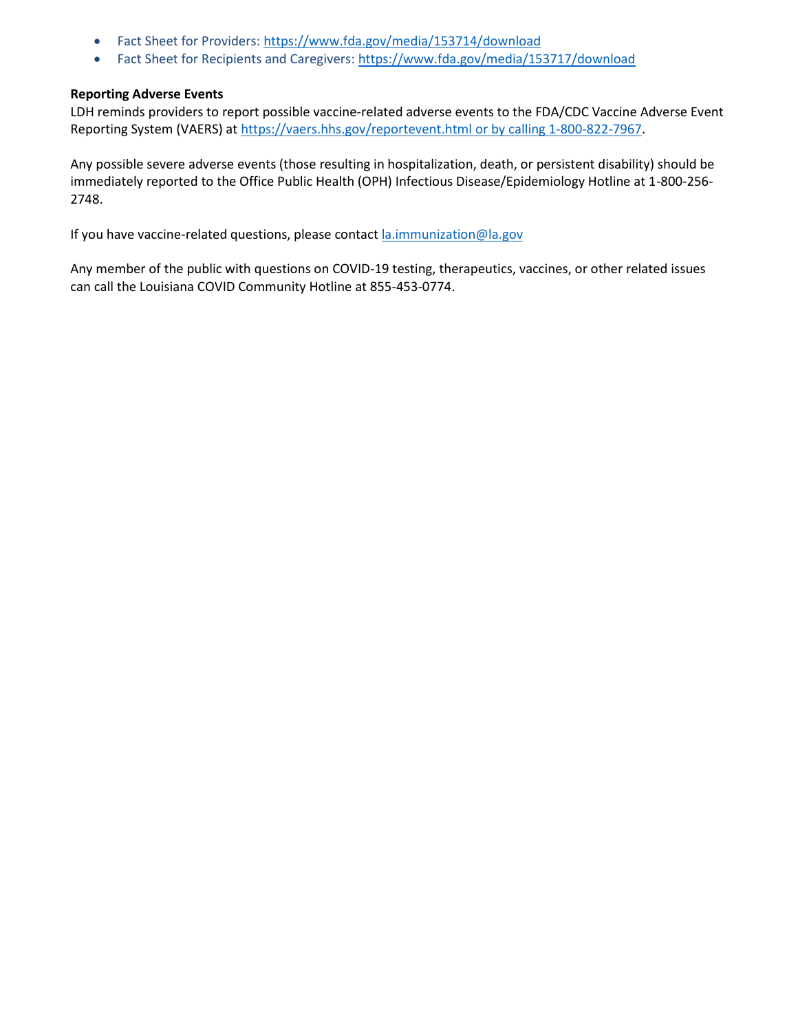- Fact Sheet for Providers: https://www.fda.gov/media/153714/download
- Fact Sheet for Recipients and Caregivers: https://www.fda.gov/media/153717/download

**Reporting Adverse Events**

LDH reminds providers to report possible vaccine-related adverse events to the FDA/CDC Vaccine Adverse Event Reporting System (VAERS) at https://vaers.hhs.gov/reportevent.html or by calling 1-800-822-7967.

Any possible severe adverse events (those resulting in hospitalization, death, or persistent disability) should be immediately reported to the Office Public Health (OPH) Infectious Disease/Epidemiology Hotline at 1-800-256-2748.

If you have vaccine-related questions, please contact la.immunization@la.gov

Any member of the public with questions on COVID-19 testing, therapeutics, vaccines, or other related issues can call the Louisiana COVID Community Hotline at 855-453-0774.